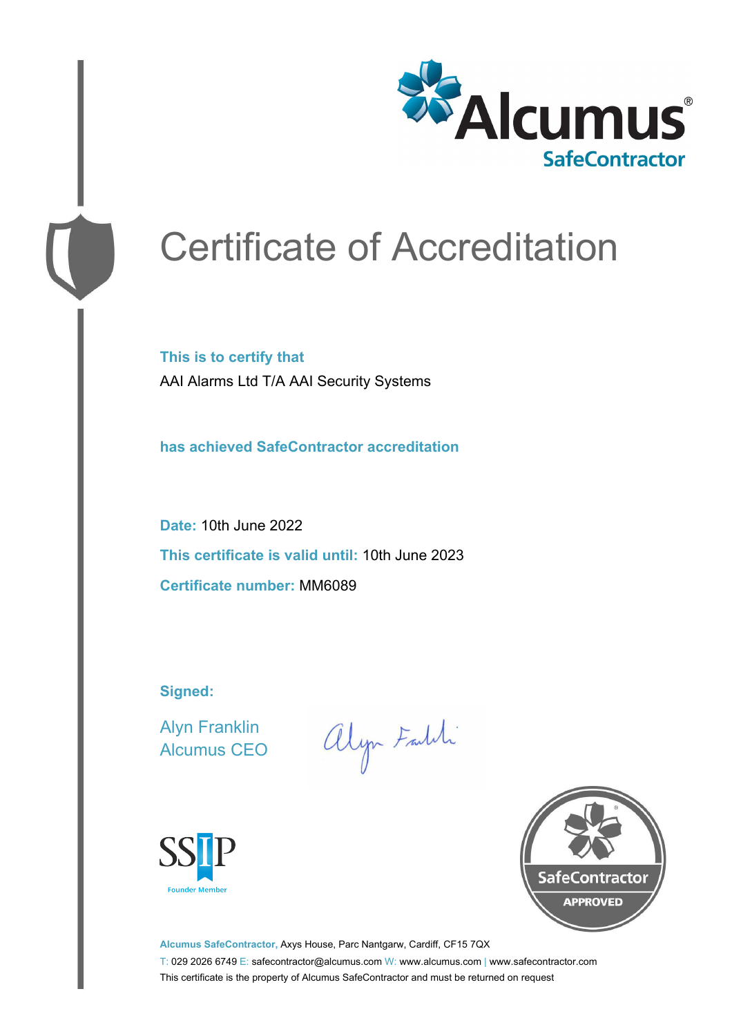# Certificate of Accreditation

**This is to certify that**

AAI Alarms Ltd T/A AAI Security Systems

**has achieved SafeContractor accreditation**

**Date:** 10th June 2022

**This certificate is valid until:** 10th June 2023

**Certificate number:** MM6089

**Signed:**

Alyn Franklin
Alcumus CEO

SSIP Founder Member

SafeContractor APPROVED

**Alcumus SafeContractor,** Axys House, Parc Nantgarw, Cardiff, CF15 7QX

T: 029 2026 6749 E: safecontractor@alcumus.com W: www.alcumus.com | www.safecontractor.com

This certificate is the property of Alcumus SafeContractor and must be returned on request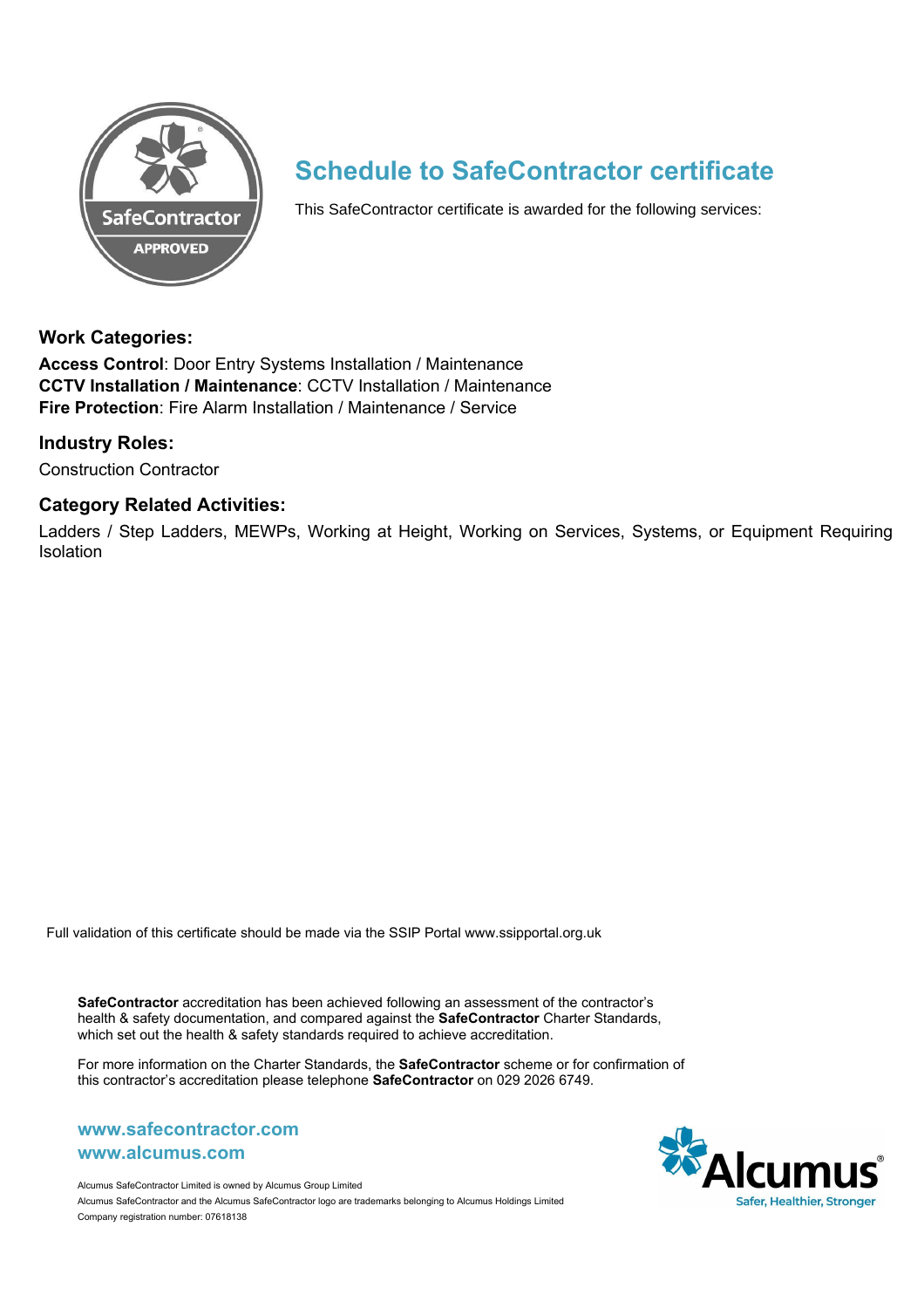# Schedule to SafeContractor certificate

This SafeContractor certificate is awarded for the following services:

### Work Categories:

**Access Control**: Door Entry Systems Installation / Maintenance
**CCTV Installation / Maintenance**: CCTV Installation / Maintenance
**Fire Protection**: Fire Alarm Installation / Maintenance / Service

### Industry Roles:

Construction Contractor

### Category Related Activities:

Ladders / Step Ladders, MEWPs, Working at Height, Working on Services, Systems, or Equipment Requiring Isolation

Full validation of this certificate should be made via the SSIP Portal www.ssipportal.org.uk

**SafeContractor** accreditation has been achieved following an assessment of the contractor's health & safety documentation, and compared against the **SafeContractor** Charter Standards, which set out the health & safety standards required to achieve accreditation.

For more information on the Charter Standards, the **SafeContractor** scheme or for confirmation of this contractor's accreditation please telephone **SafeContractor** on 029 2026 6749.

**www.safecontractor.com**
**www.alcumus.com**

Alcumus SafeContractor Limited is owned by Alcumus Group Limited
Alcumus SafeContractor and the Alcumus SafeContractor logo are trademarks belonging to Alcumus Holdings Limited
Company registration number: 07618138

Alcumus®
Safer, Healthier, Stronger